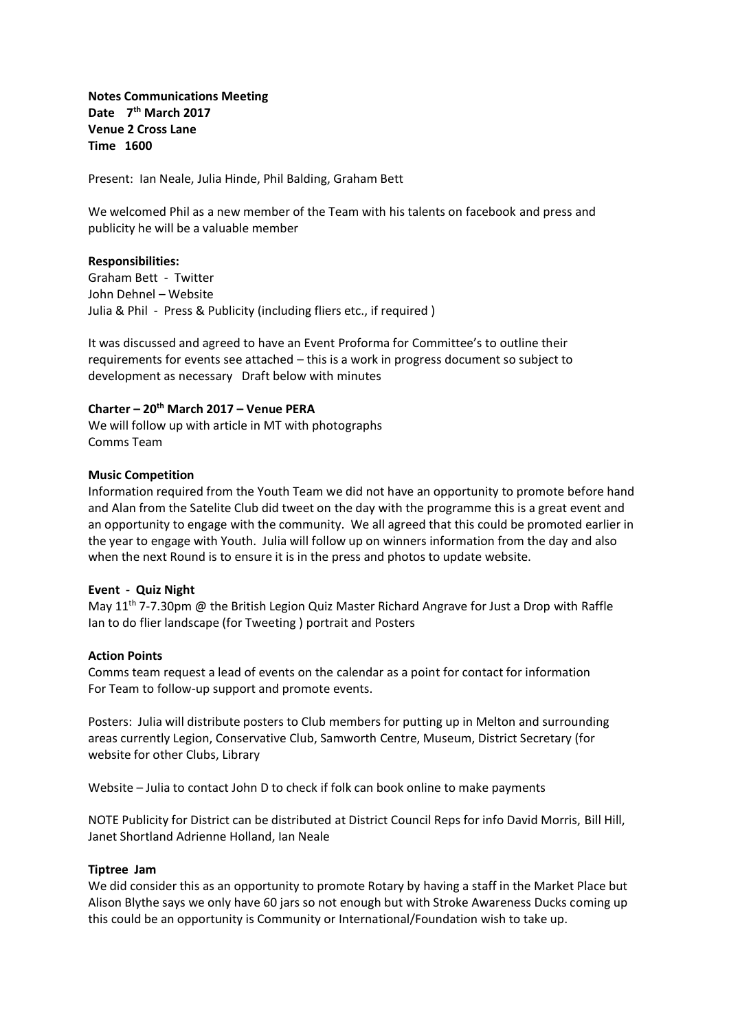**Notes Communications Meeting**
**Date 7th March 2017**
**Venue 2 Cross Lane**
**Time 1600**

Present: Ian Neale, Julia Hinde, Phil Balding, Graham Bett

We welcomed Phil as a new member of the Team with his talents on facebook and press and publicity he will be a valuable member

**Responsibilities:**
Graham Bett - Twitter
John Dehnel – Website
Julia & Phil - Press & Publicity (including fliers etc., if required )

It was discussed and agreed to have an Event Proforma for Committee's to outline their requirements for events see attached – this is a work in progress document so subject to development as necessary Draft below with minutes

**Charter – 20th March 2017 – Venue PERA**
We will follow up with article in MT with photographs
Comms Team

**Music Competition**
Information required from the Youth Team we did not have an opportunity to promote before hand and Alan from the Satelite Club did tweet on the day with the programme this is a great event and an opportunity to engage with the community. We all agreed that this could be promoted earlier in the year to engage with Youth. Julia will follow up on winners information from the day and also when the next Round is to ensure it is in the press and photos to update website.

**Event - Quiz Night**
May 11th 7-7.30pm @ the British Legion Quiz Master Richard Angrave for Just a Drop with Raffle
Ian to do flier landscape (for Tweeting ) portrait and Posters

**Action Points**
Comms team request a lead of events on the calendar as a point for contact for information
For Team to follow-up support and promote events.

Posters: Julia will distribute posters to Club members for putting up in Melton and surrounding areas currently Legion, Conservative Club, Samworth Centre, Museum, District Secretary (for website for other Clubs, Library

Website – Julia to contact John D to check if folk can book online to make payments

NOTE Publicity for District can be distributed at District Council Reps for info David Morris, Bill Hill, Janet Shortland Adrienne Holland, Ian Neale

**Tiptree Jam**
We did consider this as an opportunity to promote Rotary by having a staff in the Market Place but Alison Blythe says we only have 60 jars so not enough but with Stroke Awareness Ducks coming up this could be an opportunity is Community or International/Foundation wish to take up.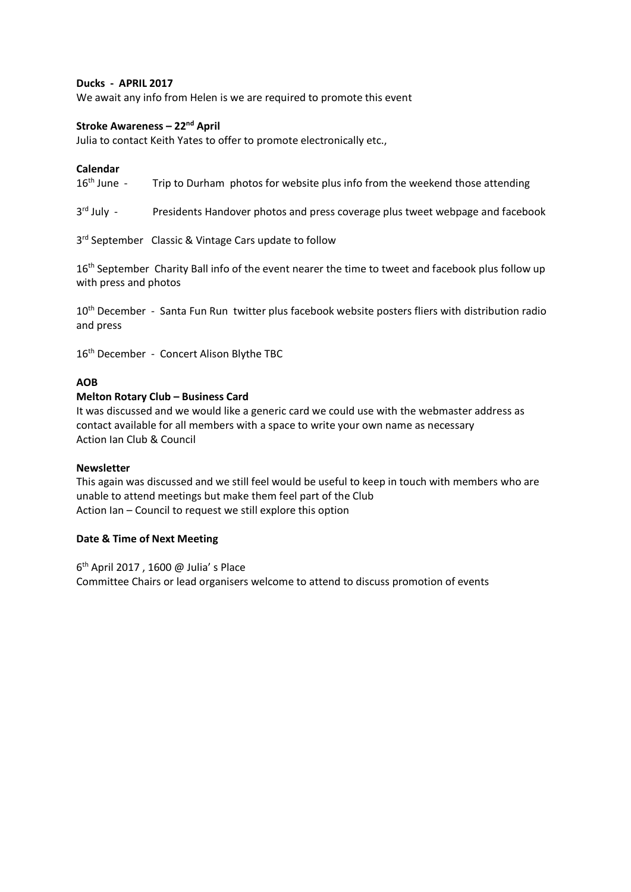**Ducks - APRIL 2017**

We await any info from Helen is we are required to promote this event

**Stroke Awareness – 22nd April**

Julia to contact Keith Yates to offer to promote electronically etc.,

**Calendar**

16th June - Trip to Durham photos for website plus info from the weekend those attending

3rd July - Presidents Handover photos and press coverage plus tweet webpage and facebook

3rd September Classic & Vintage Cars update to follow

16th September Charity Ball info of the event nearer the time to tweet and facebook plus follow up with press and photos

10th December - Santa Fun Run twitter plus facebook website posters fliers with distribution radio and press

16th December - Concert Alison Blythe TBC

**AOB**

**Melton Rotary Club – Business Card**

It was discussed and we would like a generic card we could use with the webmaster address as contact available for all members with a space to write your own name as necessary
Action Ian Club & Council

**Newsletter**

This again was discussed and we still feel would be useful to keep in touch with members who are unable to attend meetings but make them feel part of the Club
Action Ian – Council to request we still explore this option

**Date & Time of Next Meeting**

6th April 2017 , 1600 @ Julia' s Place
Committee Chairs or lead organisers welcome to attend to discuss promotion of events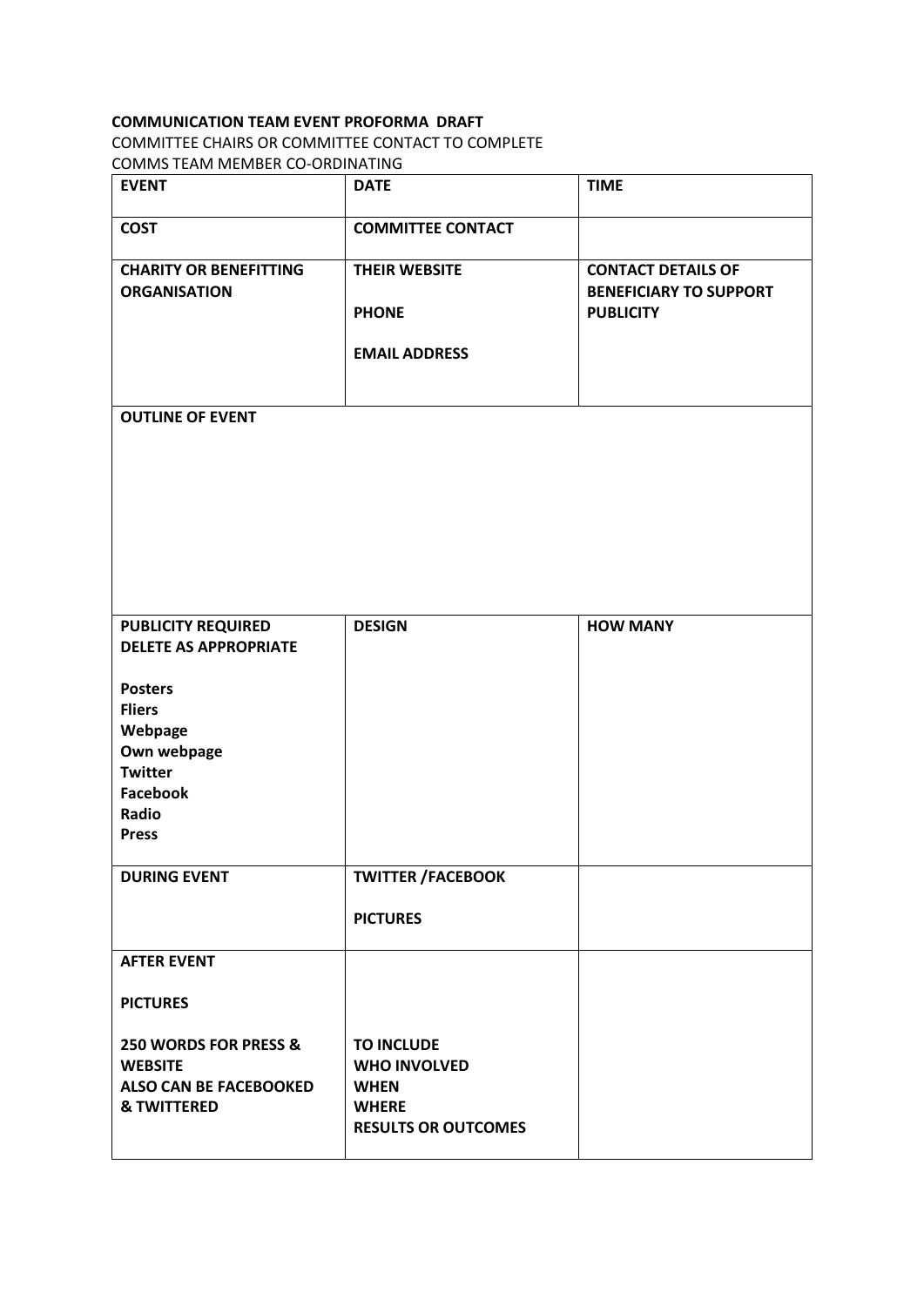**COMMUNICATION TEAM EVENT PROFORMA DRAFT**

COMMITTEE CHAIRS OR COMMITTEE CONTACT TO COMPLETE

COMMS TEAM MEMBER CO-ORDINATING

| | | |
|---|---|---|
| **EVENT** | **DATE** | **TIME** |
| **COST** | **COMMITTEE CONTACT** | |
| **CHARITY OR BENEFITTING ORGANISATION** | **THEIR WEBSITE**<br><br>**PHONE**<br><br>**EMAIL ADDRESS** | **CONTACT DETAILS OF BENEFICIARY TO SUPPORT PUBLICITY** |
| **OUTLINE OF EVENT** | | |
| **PUBLICITY REQUIRED**<br>**DELETE AS APPROPRIATE**<br><br>**Posters**<br>**Fliers**<br>**Webpage**<br>**Own webpage**<br>**Twitter**<br>**Facebook**<br>**Radio**<br>**Press** | **DESIGN** | **HOW MANY** |
| **DURING EVENT** | **TWITTER /FACEBOOK**<br><br>**PICTURES** | |
| **AFTER EVENT**<br><br>**PICTURES**<br><br>**250 WORDS FOR PRESS & WEBSITE**<br>**ALSO CAN BE FACEBOOKED & TWITTERED** | **TO INCLUDE**<br>**WHO INVOLVED**<br>**WHEN**<br>**WHERE**<br>**RESULTS OR OUTCOMES** | |